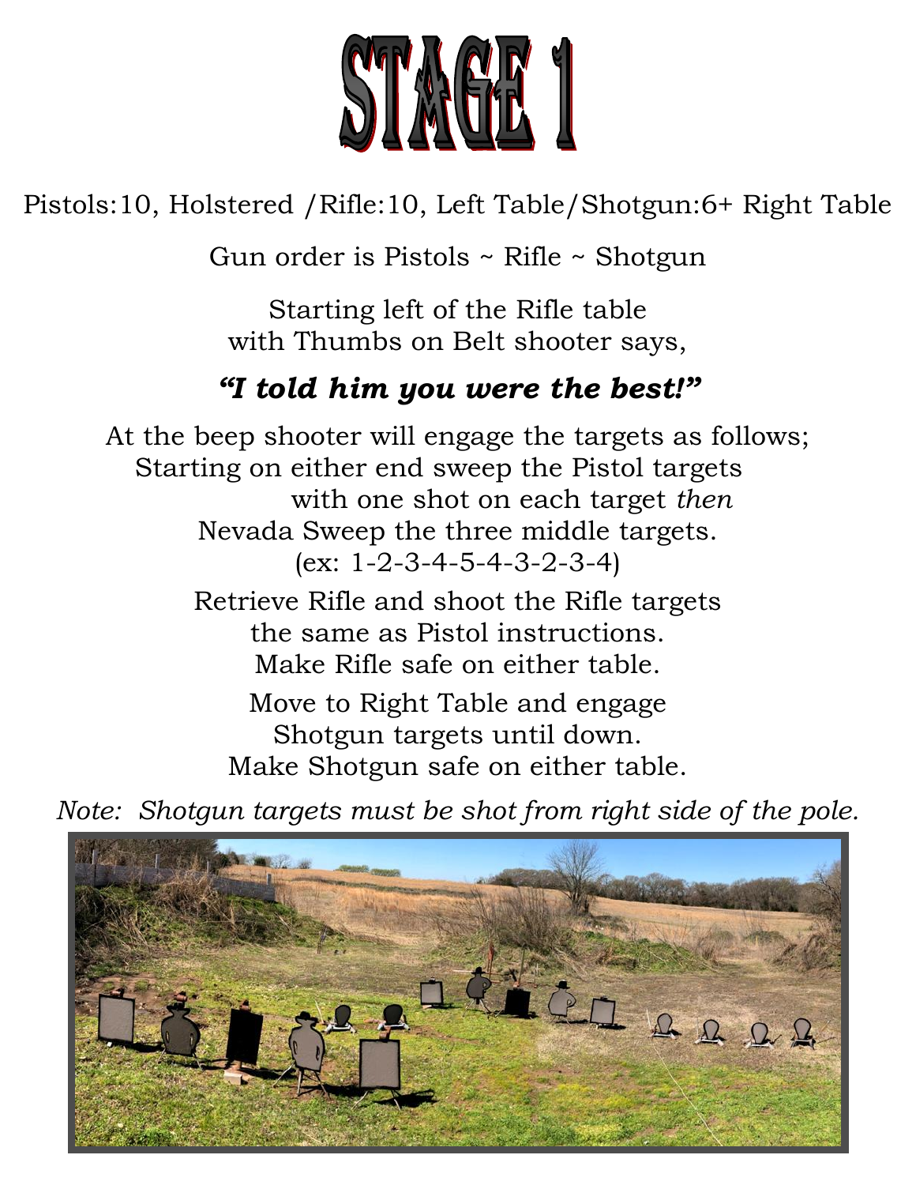# STAGE 1

Pistols:10, Holstered /Rifle:10, Left Table/Shotgun:6+ Right Table

Gun order is Pistols ~ Rifle ~ Shotgun

Starting left of the Rifle table
with Thumbs on Belt shooter says,

***"I told him you were the best!"***

At the beep shooter will engage the targets as follows;
Starting on either end sweep the Pistol targets
with one shot on each target *then*
Nevada Sweep the three middle targets.
(ex: 1-2-3-4-5-4-3-2-3-4)

Retrieve Rifle and shoot the Rifle targets
the same as Pistol instructions.
Make Rifle safe on either table.

Move to Right Table and engage
Shotgun targets until down.
Make Shotgun safe on either table.

*Note: Shotgun targets must be shot from right side of the pole.*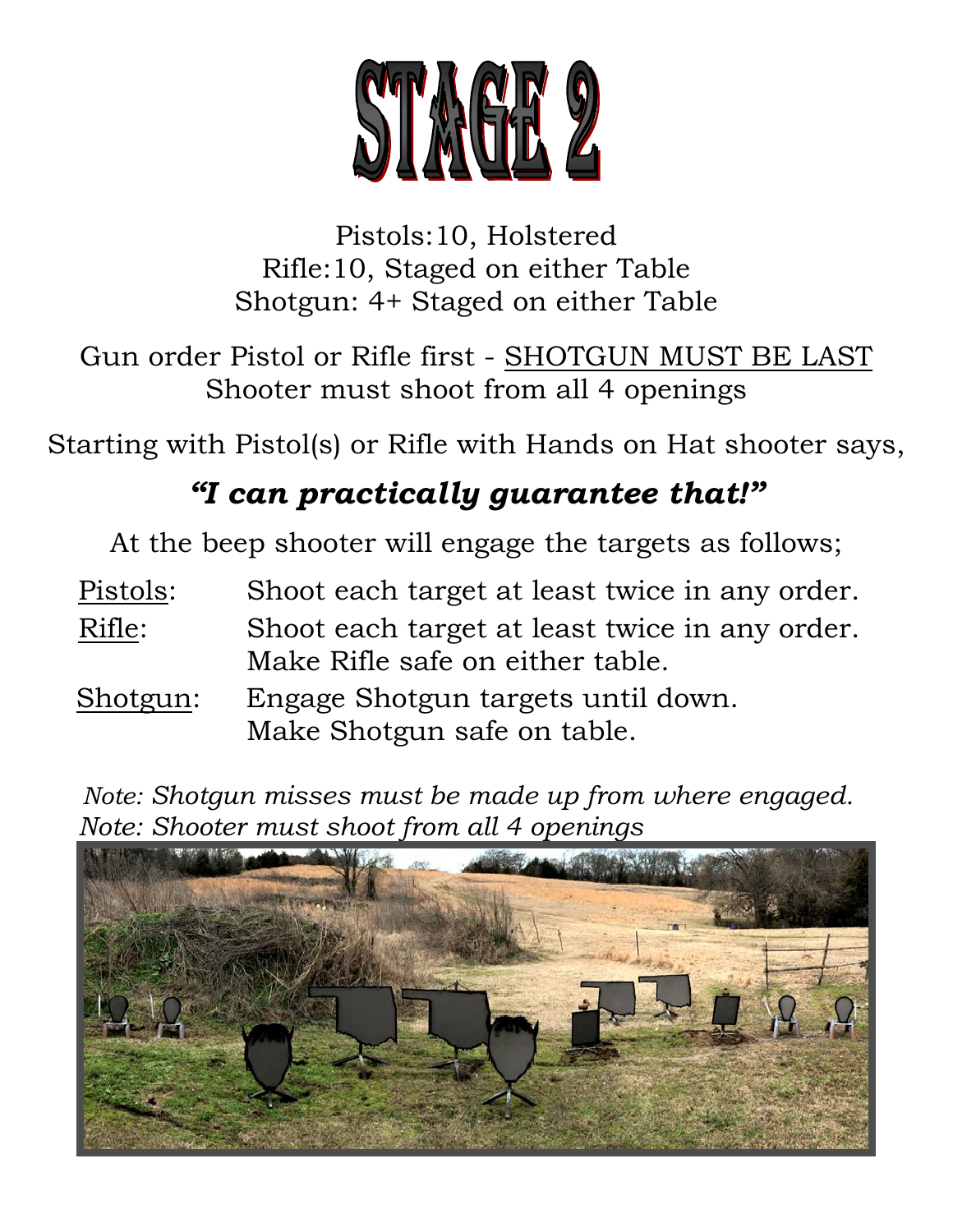# STAGE 2

Pistols:10, Holstered
Rifle:10, Staged on either Table
Shotgun: 4+ Staged on either Table

Gun order Pistol or Rifle first - SHOTGUN MUST BE LAST
Shooter must shoot from all 4 openings

Starting with Pistol(s) or Rifle with Hands on Hat shooter says,

***"I can practically guarantee that!"***

At the beep shooter will engage the targets as follows;

Pistols: Shoot each target at least twice in any order.

Rifle: Shoot each target at least twice in any order.
Make Rifle safe on either table.

Shotgun: Engage Shotgun targets until down.
Make Shotgun safe on table.

*Note: Shotgun misses must be made up from where engaged.*
*Note: Shooter must shoot from all 4 openings*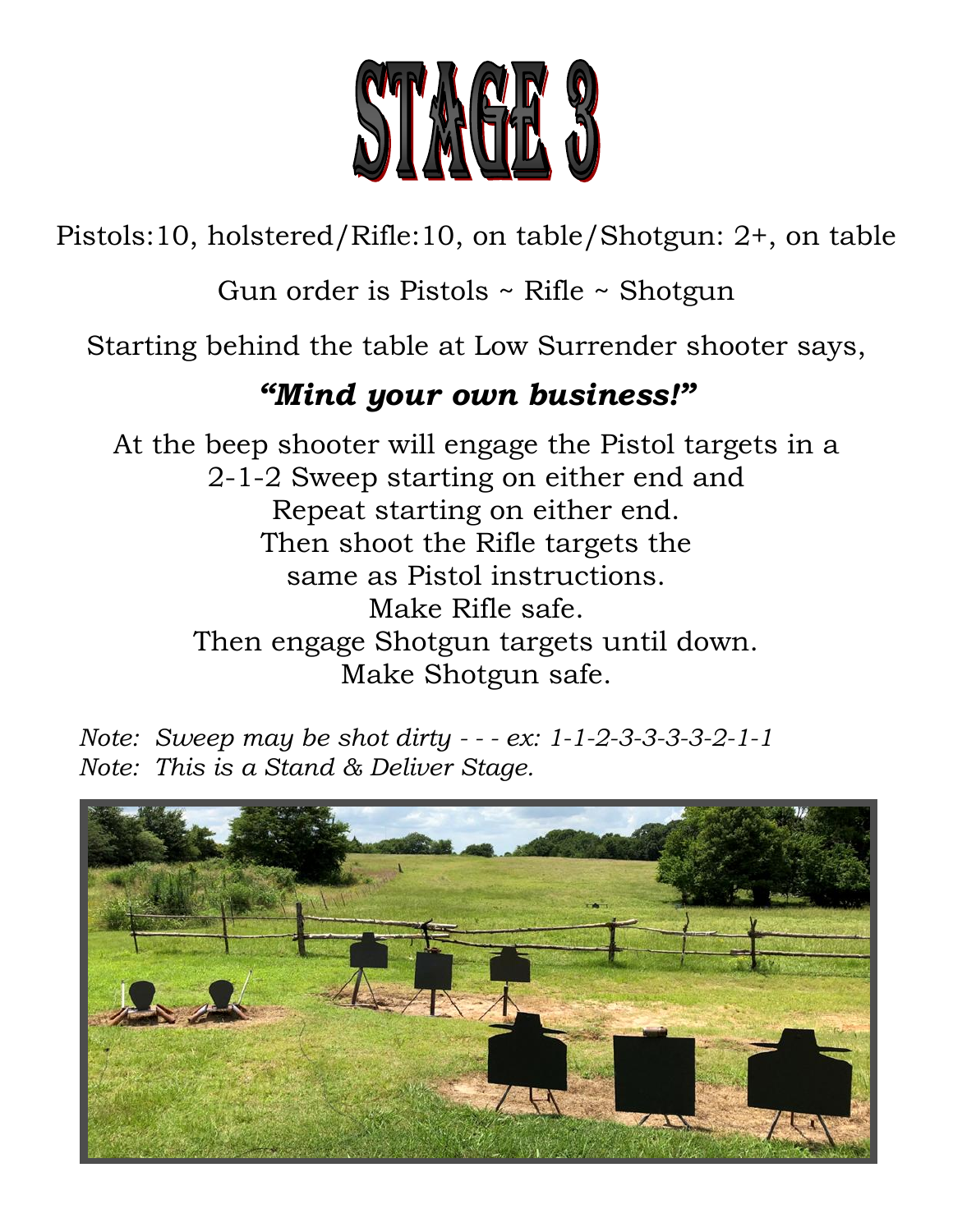# STAGE 3

Pistols:10, holstered/Rifle:10, on table/Shotgun: 2+, on table

Gun order is Pistols ~ Rifle ~ Shotgun

Starting behind the table at Low Surrender shooter says,

***"Mind your own business!"***

At the beep shooter will engage the Pistol targets in a
2-1-2 Sweep starting on either end and
Repeat starting on either end.
Then shoot the Rifle targets the
same as Pistol instructions.
Make Rifle safe.
Then engage Shotgun targets until down.
Make Shotgun safe.

*Note: Sweep may be shot dirty - - - ex: 1-1-2-3-3-3-3-2-1-1*
*Note: This is a Stand & Deliver Stage.*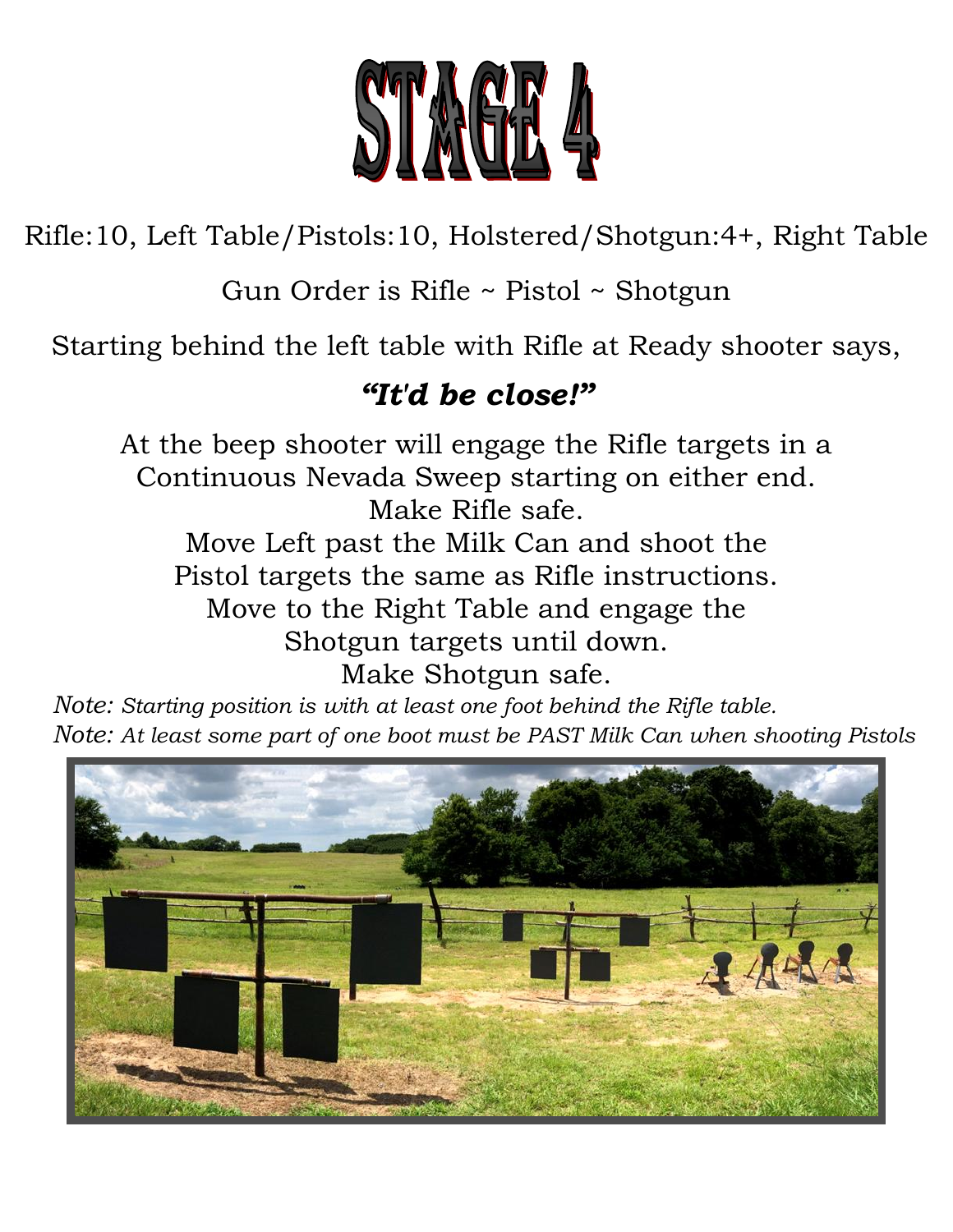# STAGE 4

Rifle:10, Left Table/Pistols:10, Holstered/Shotgun:4+, Right Table

Gun Order is Rifle ~ Pistol ~ Shotgun

Starting behind the left table with Rifle at Ready shooter says,

***"It'd be close!"***

At the beep shooter will engage the Rifle targets in a Continuous Nevada Sweep starting on either end.
Make Rifle safe.
Move Left past the Milk Can and shoot the Pistol targets the same as Rifle instructions.
Move to the Right Table and engage the Shotgun targets until down.
Make Shotgun safe.

Note: *Starting position is with at least one foot behind the Rifle table.*

Note: *At least some part of one boot must be PAST Milk Can when shooting Pistols*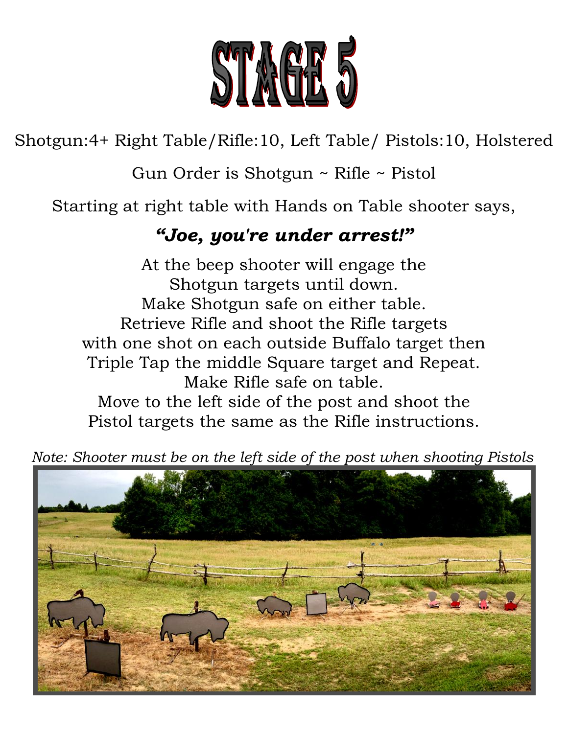# STAGE 5

Shotgun:4+ Right Table/Rifle:10, Left Table/ Pistols:10, Holstered

Gun Order is Shotgun ~ Rifle ~ Pistol

Starting at right table with Hands on Table shooter says,

***"Joe, you're under arrest!"***

At the beep shooter will engage the
Shotgun targets until down.
Make Shotgun safe on either table.
Retrieve Rifle and shoot the Rifle targets
with one shot on each outside Buffalo target then
Triple Tap the middle Square target and Repeat.
Make Rifle safe on table.
Move to the left side of the post and shoot the
Pistol targets the same as the Rifle instructions.

*Note: Shooter must be on the left side of the post when shooting Pistols*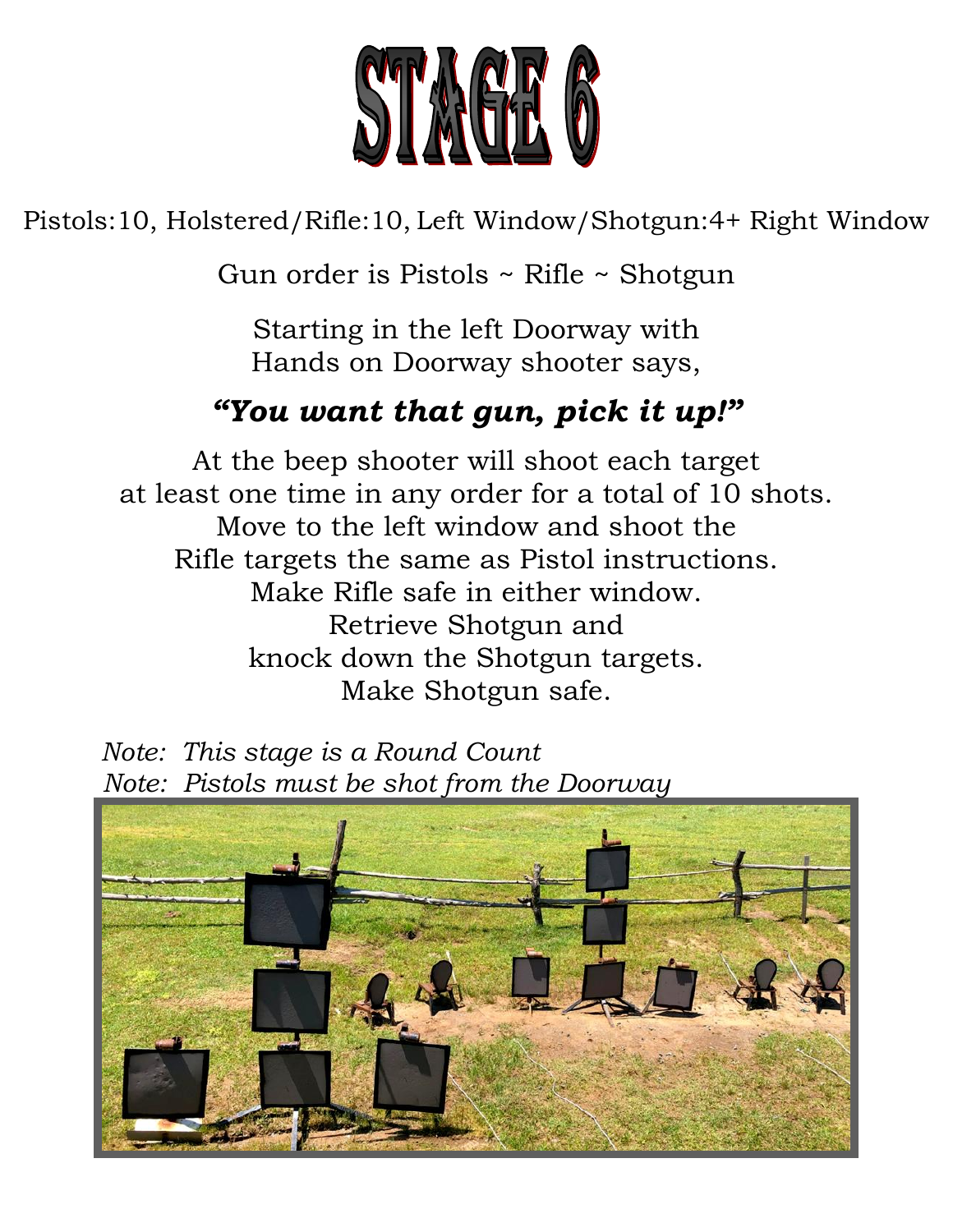# STAGE 6

Pistols:10, Holstered/Rifle:10, Left Window/Shotgun:4+ Right Window

Gun order is Pistols ~ Rifle ~ Shotgun

Starting in the left Doorway with
Hands on Doorway shooter says,

***"You want that gun, pick it up!"***

At the beep shooter will shoot each target
at least one time in any order for a total of 10 shots.
Move to the left window and shoot the
Rifle targets the same as Pistol instructions.
Make Rifle safe in either window.
Retrieve Shotgun and
knock down the Shotgun targets.
Make Shotgun safe.

*Note: This stage is a Round Count*
*Note: Pistols must be shot from the Doorway*